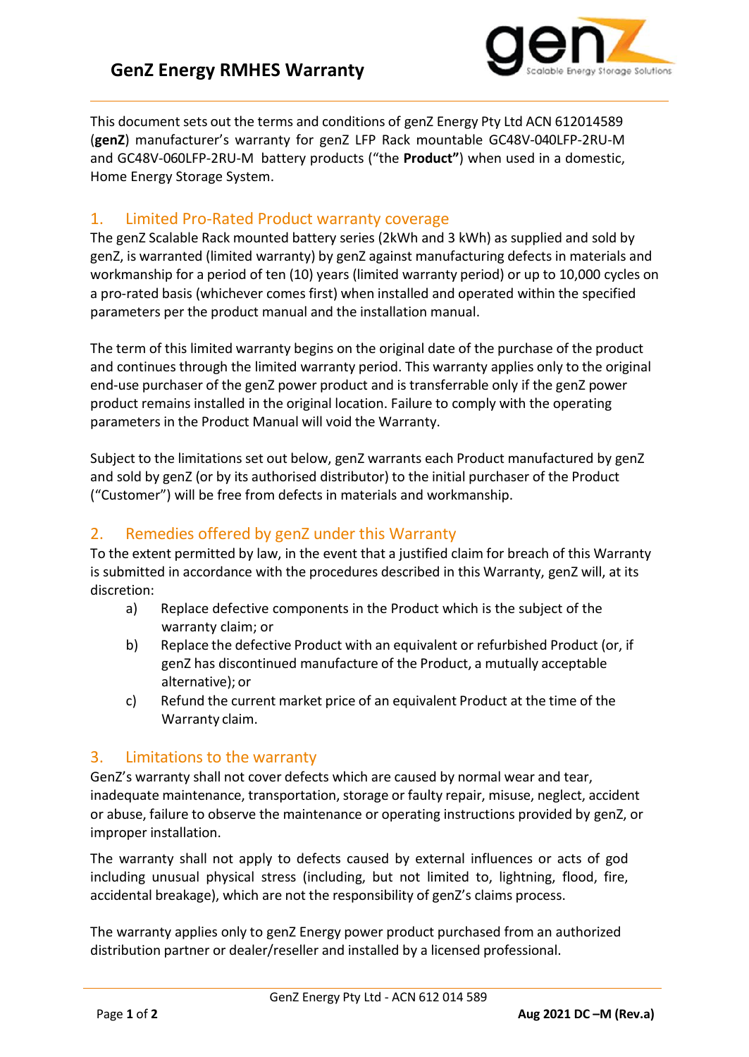# GenZ Energy RMHES Warranty

This document sets out the terms and conditions of genZ Energy Pty Ltd ACN 612014589 (**genZ**) manufacturer's warranty for genZ LFP Rack mountable GC48V-040LFP-2RU-M and GC48V-060LFP-2RU-M battery products ("the **Product"**) when used in a domestic, Home Energy Storage System.

## 1. Limited Pro-Rated Product warranty coverage

The genZ Scalable Rack mounted battery series (2kWh and 3 kWh) as supplied and sold by genZ, is warranted (limited warranty) by genZ against manufacturing defects in materials and workmanship for a period of ten (10) years (limited warranty period) or up to 10,000 cycles on a pro-rated basis (whichever comes first) when installed and operated within the specified parameters per the product manual and the installation manual.

The term of this limited warranty begins on the original date of the purchase of the product and continues through the limited warranty period. This warranty applies only to the original end-use purchaser of the genZ power product and is transferrable only if the genZ power product remains installed in the original location. Failure to comply with the operating parameters in the Product Manual will void the Warranty.

Subject to the limitations set out below, genZ warrants each Product manufactured by genZ and sold by genZ (or by its authorised distributor) to the initial purchaser of the Product ("Customer") will be free from defects in materials and workmanship.

## 2. Remedies offered by genZ under this Warranty

To the extent permitted by law, in the event that a justified claim for breach of this Warranty is submitted in accordance with the procedures described in this Warranty, genZ will, at its discretion:

a) Replace defective components in the Product which is the subject of the warranty claim; or

b) Replace the defective Product with an equivalent or refurbished Product (or, if genZ has discontinued manufacture of the Product, a mutually acceptable alternative); or

c) Refund the current market price of an equivalent Product at the time of the Warranty claim.

## 3. Limitations to the warranty

GenZ's warranty shall not cover defects which are caused by normal wear and tear, inadequate maintenance, transportation, storage or faulty repair, misuse, neglect, accident or abuse, failure to observe the maintenance or operating instructions provided by genZ, or improper installation.

The warranty shall not apply to defects caused by external influences or acts of god including unusual physical stress (including, but not limited to, lightning, flood, fire, accidental breakage), which are not the responsibility of genZ's claims process.

The warranty applies only to genZ Energy power product purchased from an authorized distribution partner or dealer/reseller and installed by a licensed professional.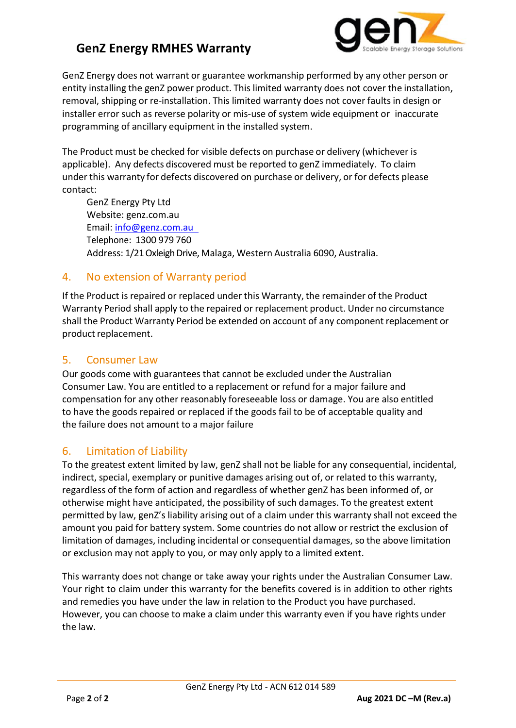GenZ Energy does not warrant or guarantee workmanship performed by any other person or entity installing the genZ power product. This limited warranty does not cover the installation, removal, shipping or re-installation. This limited warranty does not cover faults in design or installer error such as reverse polarity or mis-use of system wide equipment or inaccurate programming of ancillary equipment in the installed system.

The Product must be checked for visible defects on purchase or delivery (whichever is applicable). Any defects discovered must be reported to genZ immediately. To claim under this warranty for defects discovered on purchase or delivery, or for defects please contact:

GenZ Energy Pty Ltd
Website: genz.com.au
Email: info@genz.com.au
Telephone: 1300 979 760
Address: 1/21 Oxleigh Drive, Malaga, Western Australia 6090, Australia.

## 4. No extension of Warranty period

If the Product is repaired or replaced under this Warranty, the remainder of the Product Warranty Period shall apply to the repaired or replacement product. Under no circumstance shall the Product Warranty Period be extended on account of any component replacement or product replacement.

## 5. Consumer Law

Our goods come with guarantees that cannot be excluded under the Australian Consumer Law. You are entitled to a replacement or refund for a major failure and compensation for any other reasonably foreseeable loss or damage. You are also entitled to have the goods repaired or replaced if the goods fail to be of acceptable quality and the failure does not amount to a major failure

## 6. Limitation of Liability

To the greatest extent limited by law, genZ shall not be liable for any consequential, incidental, indirect, special, exemplary or punitive damages arising out of, or related to this warranty, regardless of the form of action and regardless of whether genZ has been informed of, or otherwise might have anticipated, the possibility of such damages. To the greatest extent permitted by law, genZ's liability arising out of a claim under this warranty shall not exceed the amount you paid for battery system. Some countries do not allow or restrict the exclusion of limitation of damages, including incidental or consequential damages, so the above limitation or exclusion may not apply to you, or may only apply to a limited extent.

This warranty does not change or take away your rights under the Australian Consumer Law. Your right to claim under this warranty for the benefits covered is in addition to other rights and remedies you have under the law in relation to the Product you have purchased. However, you can choose to make a claim under this warranty even if you have rights under the law.